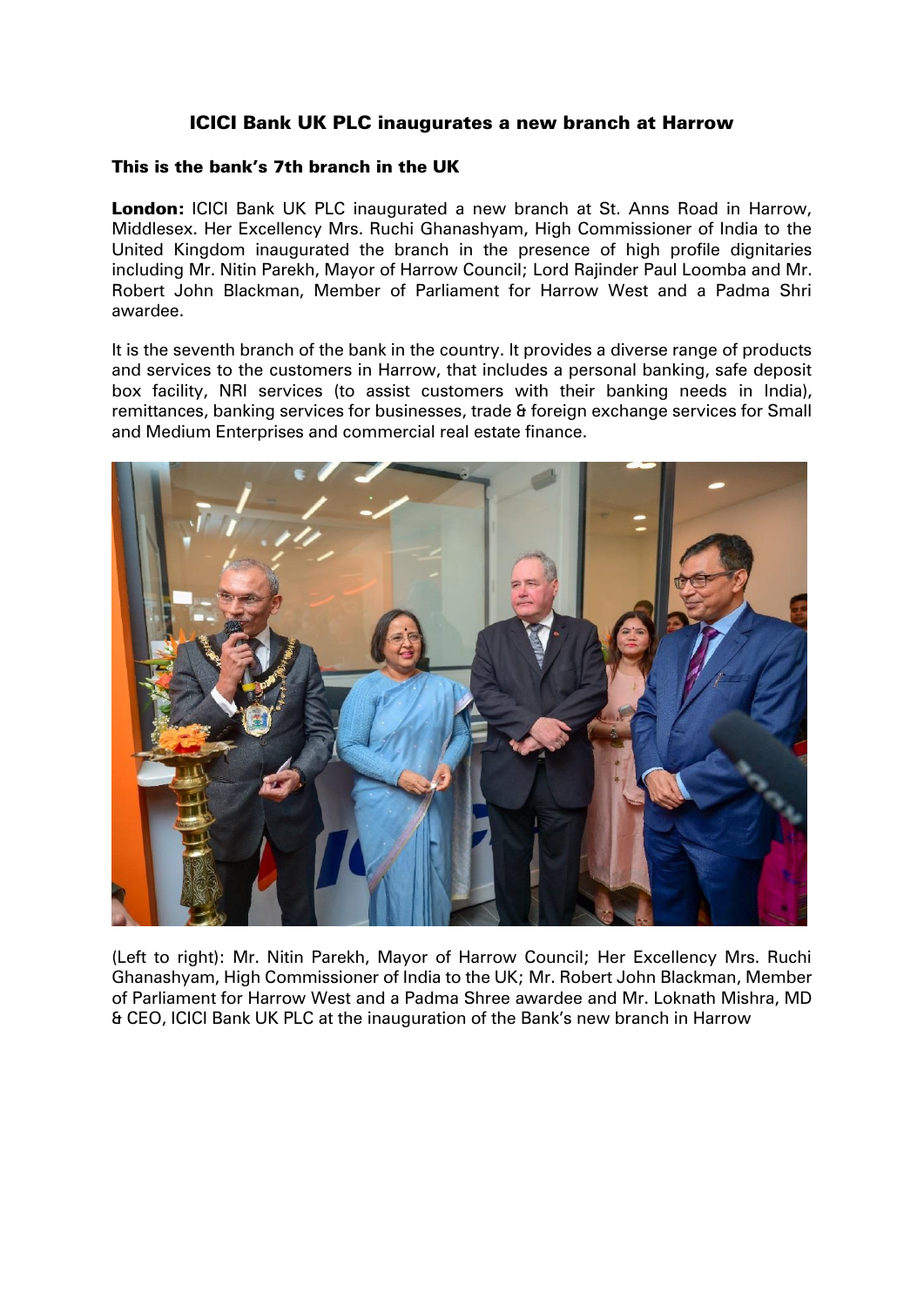# ICICI Bank UK PLC inaugurates a new branch at Harrow

## This is the bank's 7th branch in the UK

**London:** ICICI Bank UK PLC inaugurated a new branch at St. Anns Road in Harrow, Middlesex. Her Excellency Mrs. Ruchi Ghanashyam, High Commissioner of India to the United Kingdom inaugurated the branch in the presence of high profile dignitaries including Mr. Nitin Parekh, Mayor of Harrow Council; Lord Rajinder Paul Loomba and Mr. Robert John Blackman, Member of Parliament for Harrow West and a Padma Shri awardee.

It is the seventh branch of the bank in the country. It provides a diverse range of products and services to the customers in Harrow, that includes a personal banking, safe deposit box facility, NRI services (to assist customers with their banking needs in India), remittances, banking services for businesses, trade & foreign exchange services for Small and Medium Enterprises and commercial real estate finance.

(Left to right): Mr. Nitin Parekh, Mayor of Harrow Council; Her Excellency Mrs. Ruchi Ghanashyam, High Commissioner of India to the UK; Mr. Robert John Blackman, Member of Parliament for Harrow West and a Padma Shree awardee and Mr. Loknath Mishra, MD & CEO, ICICI Bank UK PLC at the inauguration of the Bank's new branch in Harrow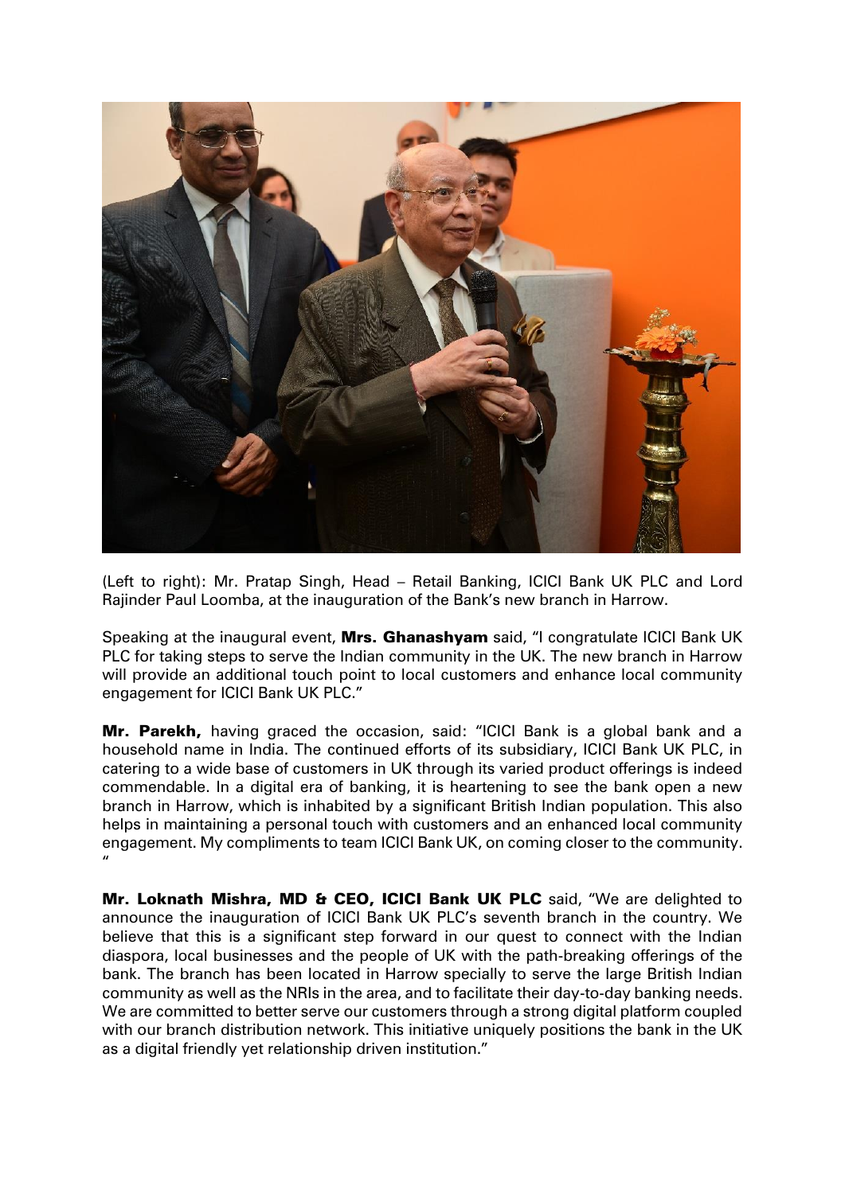(Left to right): Mr. Pratap Singh, Head – Retail Banking, ICICI Bank UK PLC and Lord Rajinder Paul Loomba, at the inauguration of the Bank's new branch in Harrow.

Speaking at the inaugural event, **Mrs. Ghanashyam** said, "I congratulate ICICI Bank UK PLC for taking steps to serve the Indian community in the UK. The new branch in Harrow will provide an additional touch point to local customers and enhance local community engagement for ICICI Bank UK PLC."

**Mr. Parekh,** having graced the occasion, said: "ICICI Bank is a global bank and a household name in India. The continued efforts of its subsidiary, ICICI Bank UK PLC, in catering to a wide base of customers in UK through its varied product offerings is indeed commendable. In a digital era of banking, it is heartening to see the bank open a new branch in Harrow, which is inhabited by a significant British Indian population. This also helps in maintaining a personal touch with customers and an enhanced local community engagement. My compliments to team ICICI Bank UK, on coming closer to the community. "

**Mr. Loknath Mishra, MD & CEO, ICICI Bank UK PLC** said, "We are delighted to announce the inauguration of ICICI Bank UK PLC's seventh branch in the country. We believe that this is a significant step forward in our quest to connect with the Indian diaspora, local businesses and the people of UK with the path-breaking offerings of the bank. The branch has been located in Harrow specially to serve the large British Indian community as well as the NRIs in the area, and to facilitate their day-to-day banking needs. We are committed to better serve our customers through a strong digital platform coupled with our branch distribution network. This initiative uniquely positions the bank in the UK as a digital friendly yet relationship driven institution."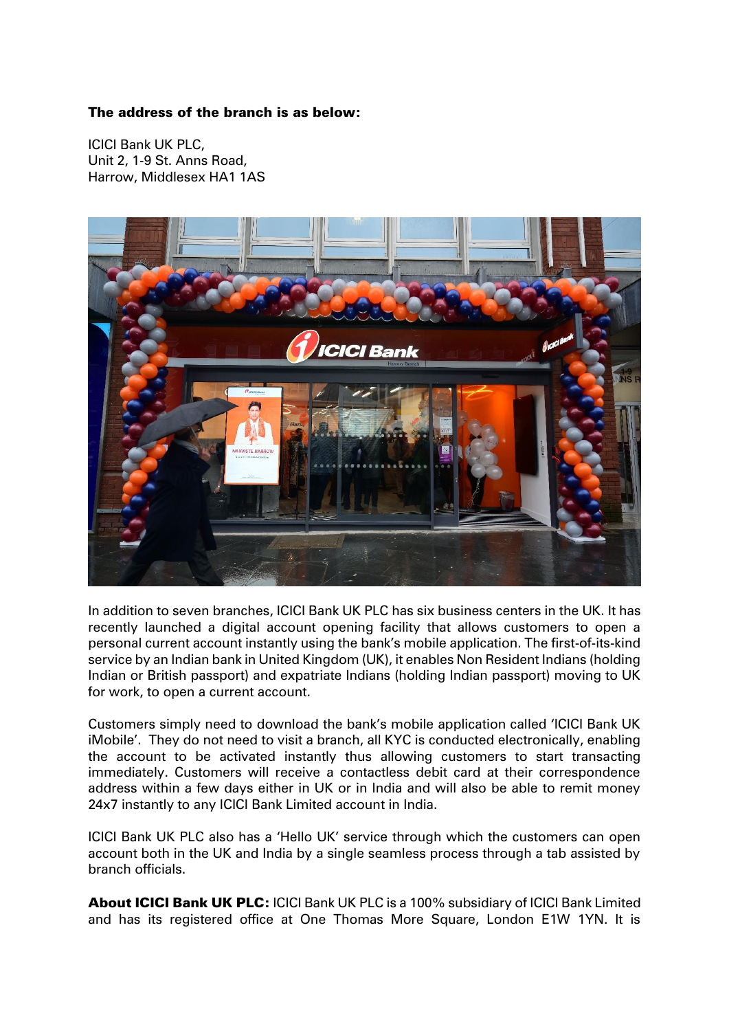**The address of the branch is as below:**

ICICI Bank UK PLC,
Unit 2, 1-9 St. Anns Road,
Harrow, Middlesex HA1 1AS

In addition to seven branches, ICICI Bank UK PLC has six business centers in the UK. It has recently launched a digital account opening facility that allows customers to open a personal current account instantly using the bank's mobile application. The first-of-its-kind service by an Indian bank in United Kingdom (UK), it enables Non Resident Indians (holding Indian or British passport) and expatriate Indians (holding Indian passport) moving to UK for work, to open a current account.

Customers simply need to download the bank's mobile application called 'ICICI Bank UK iMobile'. They do not need to visit a branch, all KYC is conducted electronically, enabling the account to be activated instantly thus allowing customers to start transacting immediately. Customers will receive a contactless debit card at their correspondence address within a few days either in UK or in India and will also be able to remit money 24x7 instantly to any ICICI Bank Limited account in India.

ICICI Bank UK PLC also has a 'Hello UK' service through which the customers can open account both in the UK and India by a single seamless process through a tab assisted by branch officials.

**About ICICI Bank UK PLC:** ICICI Bank UK PLC is a 100% subsidiary of ICICI Bank Limited and has its registered office at One Thomas More Square, London E1W 1YN. It is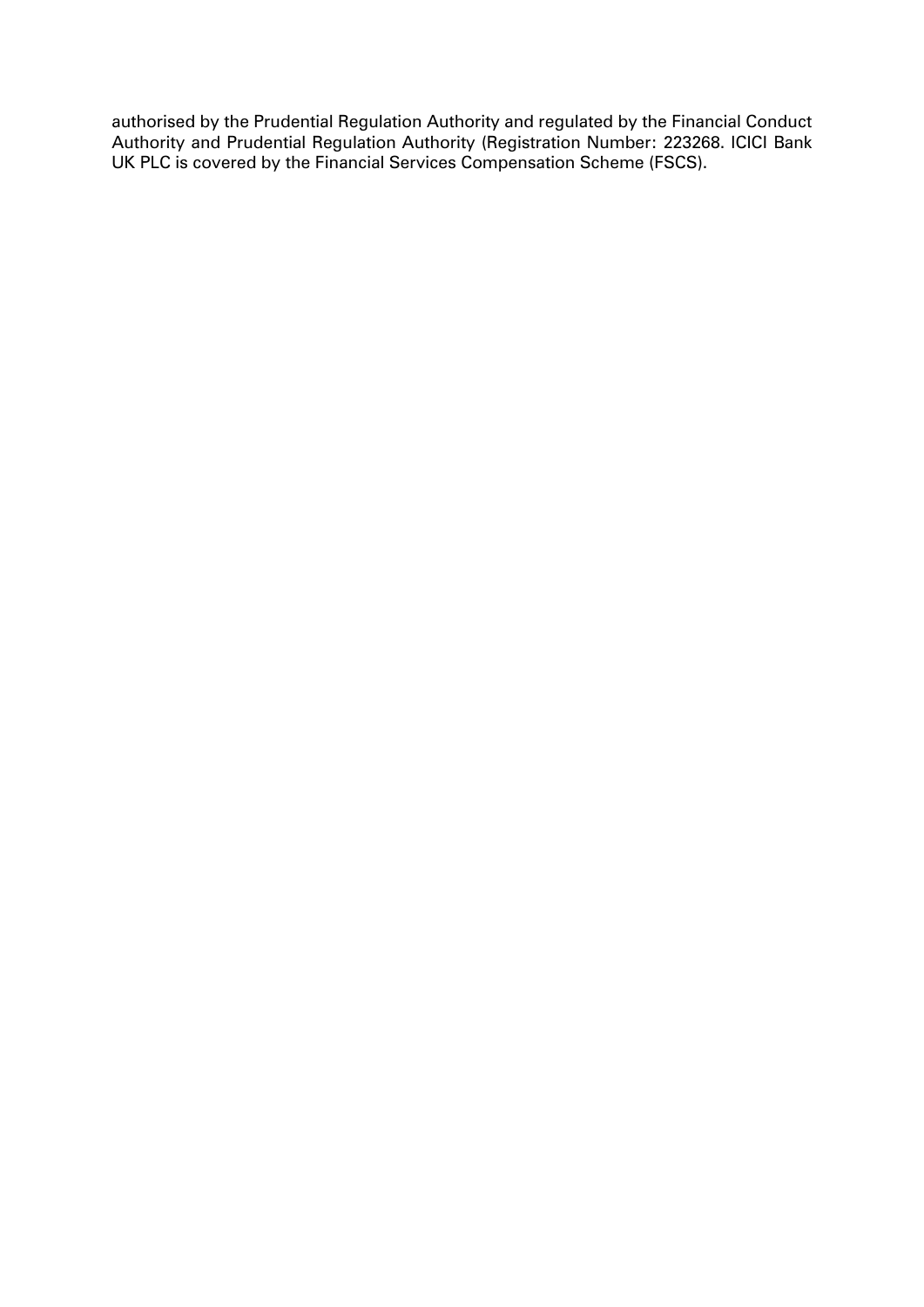authorised by the Prudential Regulation Authority and regulated by the Financial Conduct Authority and Prudential Regulation Authority (Registration Number: 223268. ICICI Bank UK PLC is covered by the Financial Services Compensation Scheme (FSCS).